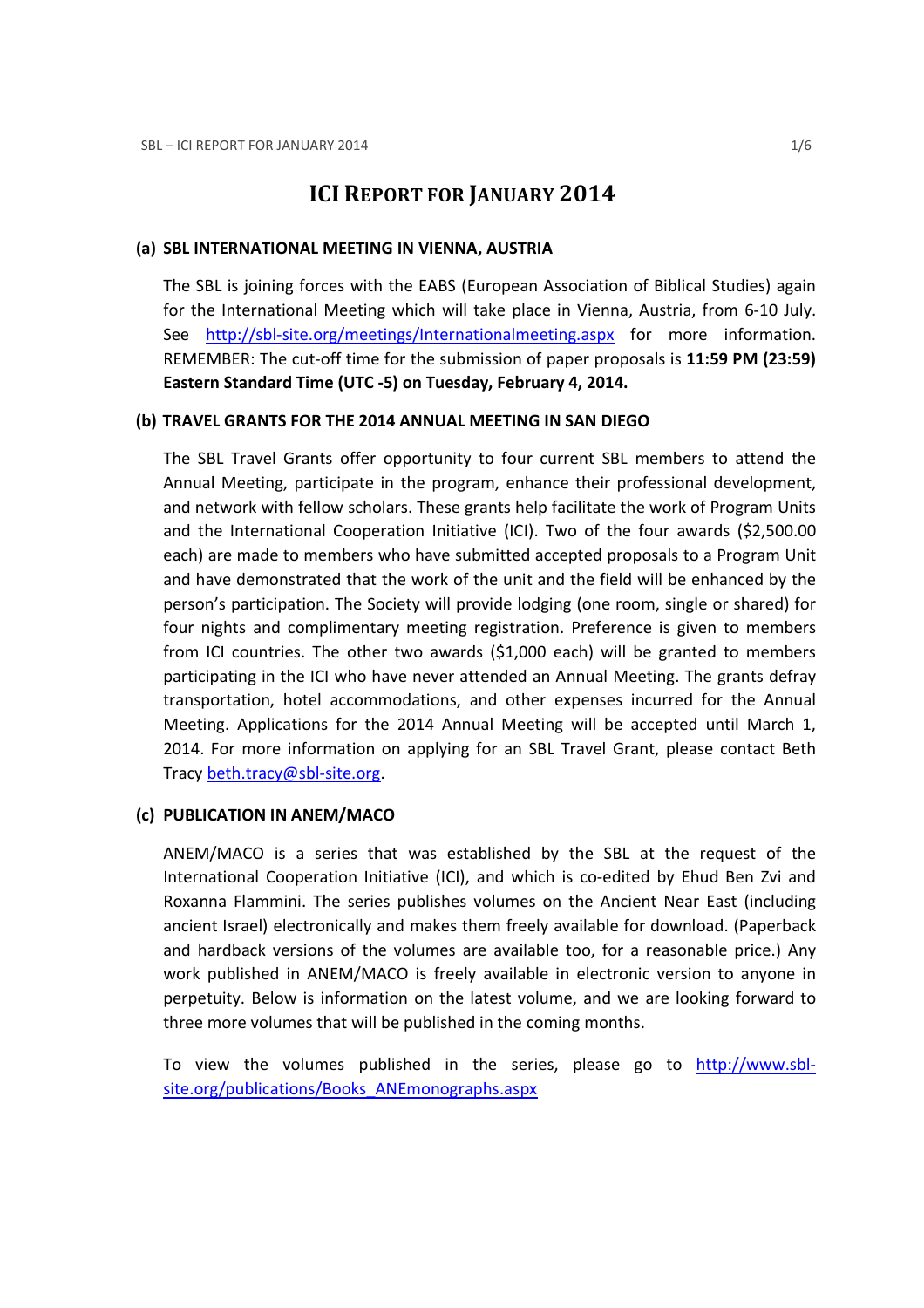# ICI REPORT FOR JANUARY 2014

## (a) SBL INTERNATIONAL MEETING IN VIENNA, AUSTRIA

The SBL is joining forces with the EABS (European Association of Biblical Studies) again for the International Meeting which will take place in Vienna, Austria, from 6-10 July. See [http://sbl-site.org/meetings/Internationalmeeting.aspx](http://sbl-site.org/meetings/Internationalmeeting.aspx) for more information. REMEMBER: The cut-off time for the submission of paper proposals is **11:59 PM (23:59) Eastern Standard Time (UTC -5) on Tuesday, February 4, 2014.**

## (b) TRAVEL GRANTS FOR THE 2014 ANNUAL MEETING IN SAN DIEGO

The SBL Travel Grants offer opportunity to four current SBL members to attend the Annual Meeting, participate in the program, enhance their professional development, and network with fellow scholars. These grants help facilitate the work of Program Units and the International Cooperation Initiative (ICI). Two of the four awards ($2,500.00 each) are made to members who have submitted accepted proposals to a Program Unit and have demonstrated that the work of the unit and the field will be enhanced by the person's participation. The Society will provide lodging (one room, single or shared) for four nights and complimentary meeting registration. Preference is given to members from ICI countries. The other two awards ($1,000 each) will be granted to members participating in the ICI who have never attended an Annual Meeting. The grants defray transportation, hotel accommodations, and other expenses incurred for the Annual Meeting. Applications for the 2014 Annual Meeting will be accepted until March 1, 2014. For more information on applying for an SBL Travel Grant, please contact Beth Tracy [beth.tracy@sbl-site.org](mailto:beth.tracy@sbl-site.org).

## (c) PUBLICATION IN ANEM/MACO

ANEM/MACO is a series that was established by the SBL at the request of the International Cooperation Initiative (ICI), and which is co-edited by Ehud Ben Zvi and Roxanna Flammini. The series publishes volumes on the Ancient Near East (including ancient Israel) electronically and makes them freely available for download. (Paperback and hardback versions of the volumes are available too, for a reasonable price.) Any work published in ANEM/MACO is freely available in electronic version to anyone in perpetuity. Below is information on the latest volume, and we are looking forward to three more volumes that will be published in the coming months.

To view the volumes published in the series, please go to [http://www.sbl-site.org/publications/Books_ANEmonographs.aspx](http://www.sbl-site.org/publications/Books_ANEmonographs.aspx)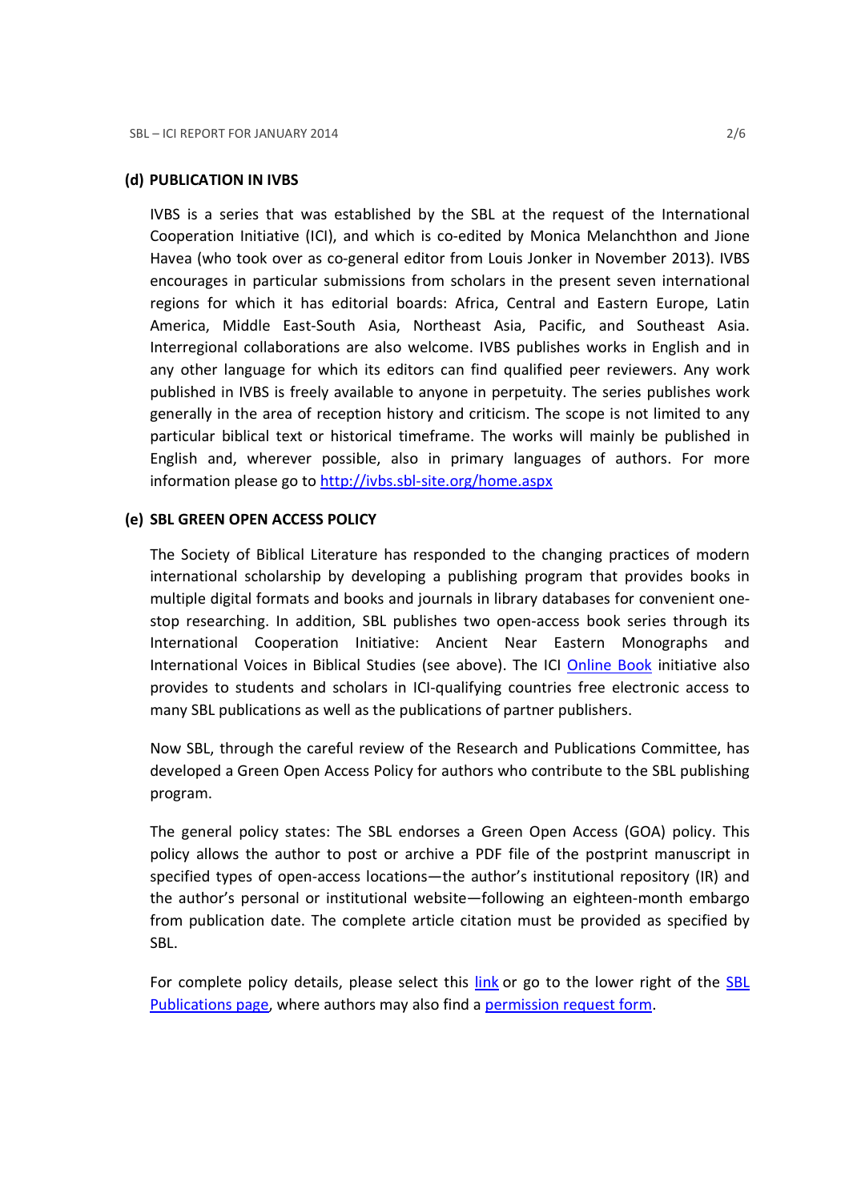### (d) PUBLICATION IN IVBS

IVBS is a series that was established by the SBL at the request of the International Cooperation Initiative (ICI), and which is co-edited by Monica Melanchthon and Jione Havea (who took over as co-general editor from Louis Jonker in November 2013). IVBS encourages in particular submissions from scholars in the present seven international regions for which it has editorial boards: Africa, Central and Eastern Europe, Latin America, Middle East-South Asia, Northeast Asia, Pacific, and Southeast Asia. Interregional collaborations are also welcome. IVBS publishes works in English and in any other language for which its editors can find qualified peer reviewers. Any work published in IVBS is freely available to anyone in perpetuity. The series publishes work generally in the area of reception history and criticism. The scope is not limited to any particular biblical text or historical timeframe. The works will mainly be published in English and, wherever possible, also in primary languages of authors. For more information please go to [http://ivbs.sbl-site.org/home.aspx](http://ivbs.sbl-site.org/home.aspx)

### (e) SBL GREEN OPEN ACCESS POLICY

The Society of Biblical Literature has responded to the changing practices of modern international scholarship by developing a publishing program that provides books in multiple digital formats and books and journals in library databases for convenient one-stop researching. In addition, SBL publishes two open-access book series through its International Cooperation Initiative: Ancient Near Eastern Monographs and International Voices in Biblical Studies (see above). The ICI Online Book initiative also provides to students and scholars in ICI-qualifying countries free electronic access to many SBL publications as well as the publications of partner publishers.

Now SBL, through the careful review of the Research and Publications Committee, has developed a Green Open Access Policy for authors who contribute to the SBL publishing program.

The general policy states: The SBL endorses a Green Open Access (GOA) policy. This policy allows the author to post or archive a PDF file of the postprint manuscript in specified types of open-access locations—the author's institutional repository (IR) and the author's personal or institutional website—following an eighteen-month embargo from publication date. The complete article citation must be provided as specified by SBL.

For complete policy details, please select this link or go to the lower right of the SBL Publications page, where authors may also find a permission request form.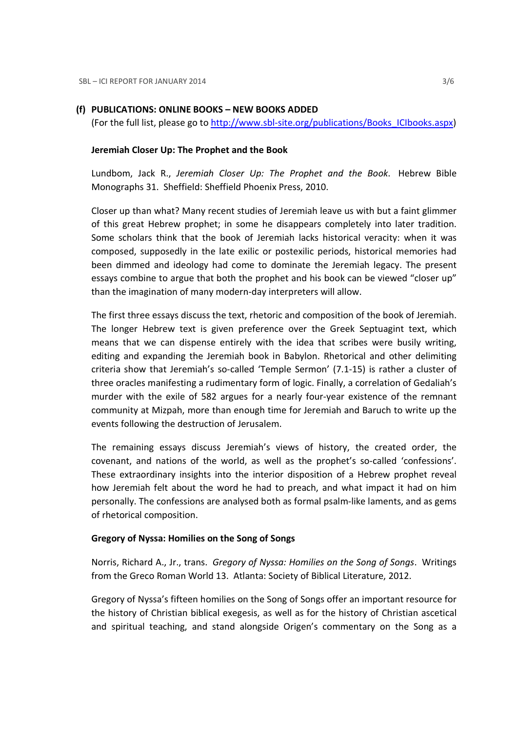## (f) PUBLICATIONS: ONLINE BOOKS – NEW BOOKS ADDED

(For the full list, please go to http://www.sbl-site.org/publications/Books_ICIbooks.aspx)

### Jeremiah Closer Up: The Prophet and the Book

Lundbom, Jack R., *Jeremiah Closer Up: The Prophet and the Book*. Hebrew Bible Monographs 31. Sheffield: Sheffield Phoenix Press, 2010.

Closer up than what? Many recent studies of Jeremiah leave us with but a faint glimmer of this great Hebrew prophet; in some he disappears completely into later tradition. Some scholars think that the book of Jeremiah lacks historical veracity: when it was composed, supposedly in the late exilic or postexilic periods, historical memories had been dimmed and ideology had come to dominate the Jeremiah legacy. The present essays combine to argue that both the prophet and his book can be viewed "closer up" than the imagination of many modern-day interpreters will allow.

The first three essays discuss the text, rhetoric and composition of the book of Jeremiah. The longer Hebrew text is given preference over the Greek Septuagint text, which means that we can dispense entirely with the idea that scribes were busily writing, editing and expanding the Jeremiah book in Babylon. Rhetorical and other delimiting criteria show that Jeremiah's so-called 'Temple Sermon' (7.1-15) is rather a cluster of three oracles manifesting a rudimentary form of logic. Finally, a correlation of Gedaliah's murder with the exile of 582 argues for a nearly four-year existence of the remnant community at Mizpah, more than enough time for Jeremiah and Baruch to write up the events following the destruction of Jerusalem.

The remaining essays discuss Jeremiah's views of history, the created order, the covenant, and nations of the world, as well as the prophet's so-called 'confessions'. These extraordinary insights into the interior disposition of a Hebrew prophet reveal how Jeremiah felt about the word he had to preach, and what impact it had on him personally. The confessions are analysed both as formal psalm-like laments, and as gems of rhetorical composition.

### Gregory of Nyssa: Homilies on the Song of Songs

Norris, Richard A., Jr., trans. *Gregory of Nyssa: Homilies on the Song of Songs*. Writings from the Greco Roman World 13. Atlanta: Society of Biblical Literature, 2012.

Gregory of Nyssa's fifteen homilies on the Song of Songs offer an important resource for the history of Christian biblical exegesis, as well as for the history of Christian ascetical and spiritual teaching, and stand alongside Origen's commentary on the Song as a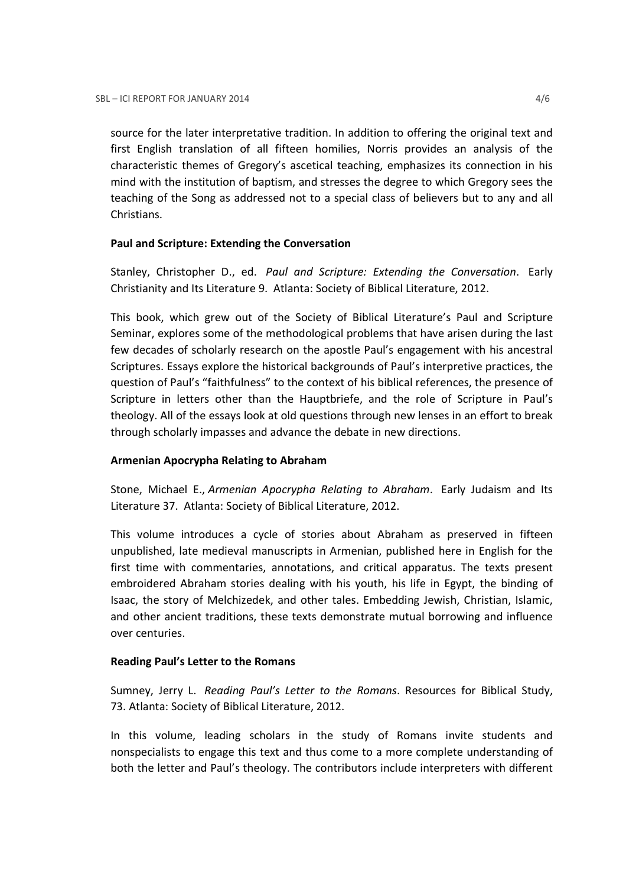source for the later interpretative tradition. In addition to offering the original text and first English translation of all fifteen homilies, Norris provides an analysis of the characteristic themes of Gregory's ascetical teaching, emphasizes its connection in his mind with the institution of baptism, and stresses the degree to which Gregory sees the teaching of the Song as addressed not to a special class of believers but to any and all Christians.

**Paul and Scripture: Extending the Conversation**

Stanley, Christopher D., ed. *Paul and Scripture: Extending the Conversation*. Early Christianity and Its Literature 9. Atlanta: Society of Biblical Literature, 2012.

This book, which grew out of the Society of Biblical Literature's Paul and Scripture Seminar, explores some of the methodological problems that have arisen during the last few decades of scholarly research on the apostle Paul's engagement with his ancestral Scriptures. Essays explore the historical backgrounds of Paul's interpretive practices, the question of Paul's "faithfulness" to the context of his biblical references, the presence of Scripture in letters other than the Hauptbriefe, and the role of Scripture in Paul's theology. All of the essays look at old questions through new lenses in an effort to break through scholarly impasses and advance the debate in new directions.

**Armenian Apocrypha Relating to Abraham**

Stone, Michael E., *Armenian Apocrypha Relating to Abraham*. Early Judaism and Its Literature 37. Atlanta: Society of Biblical Literature, 2012.

This volume introduces a cycle of stories about Abraham as preserved in fifteen unpublished, late medieval manuscripts in Armenian, published here in English for the first time with commentaries, annotations, and critical apparatus. The texts present embroidered Abraham stories dealing with his youth, his life in Egypt, the binding of Isaac, the story of Melchizedek, and other tales. Embedding Jewish, Christian, Islamic, and other ancient traditions, these texts demonstrate mutual borrowing and influence over centuries.

**Reading Paul's Letter to the Romans**

Sumney, Jerry L. *Reading Paul's Letter to the Romans*. Resources for Biblical Study, 73. Atlanta: Society of Biblical Literature, 2012.

In this volume, leading scholars in the study of Romans invite students and nonspecialists to engage this text and thus come to a more complete understanding of both the letter and Paul's theology. The contributors include interpreters with different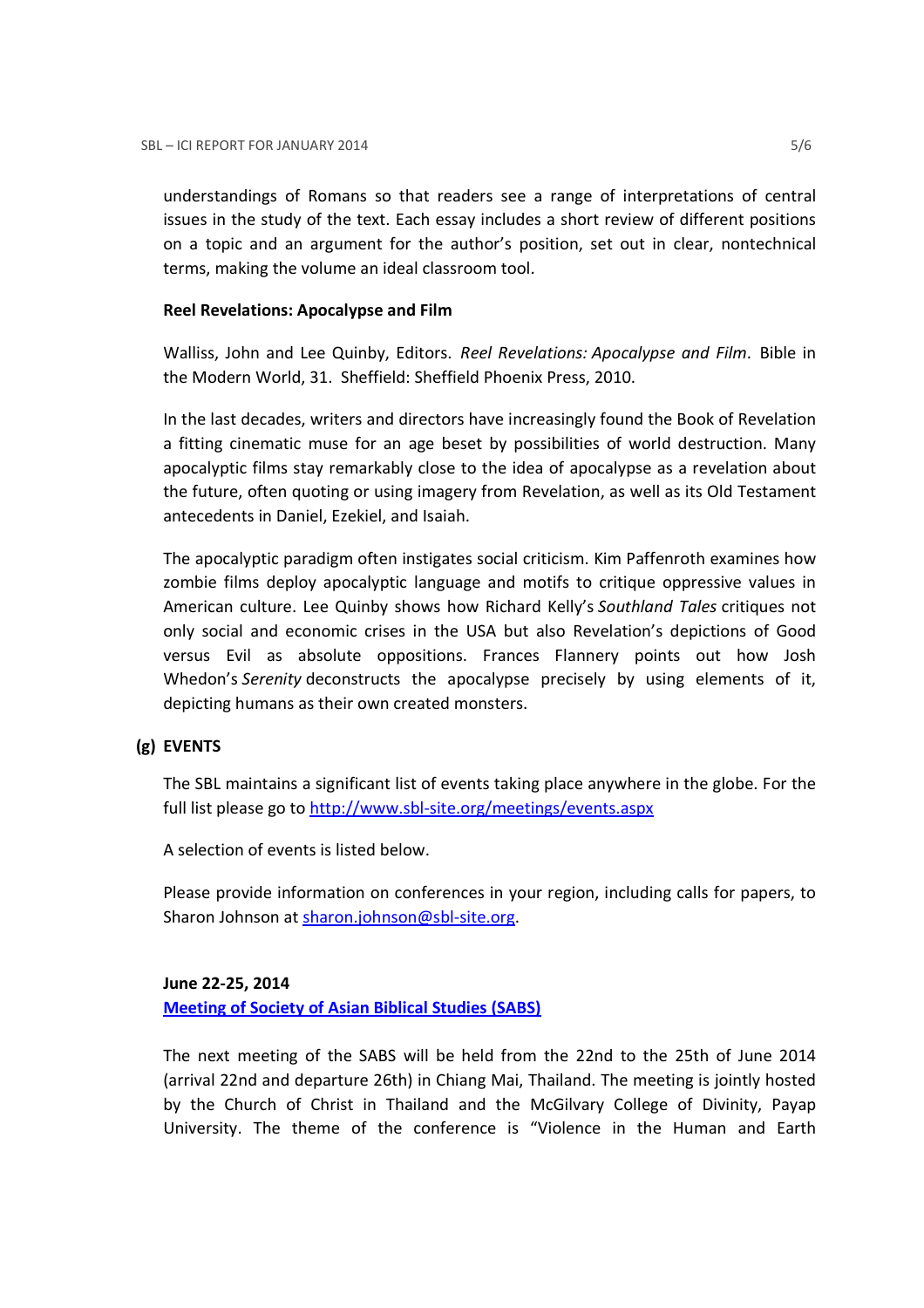understandings of Romans so that readers see a range of interpretations of central issues in the study of the text. Each essay includes a short review of different positions on a topic and an argument for the author's position, set out in clear, nontechnical terms, making the volume an ideal classroom tool.

**Reel Revelations: Apocalypse and Film**

Walliss, John and Lee Quinby, Editors. *Reel Revelations: Apocalypse and Film*. Bible in the Modern World, 31. Sheffield: Sheffield Phoenix Press, 2010.

In the last decades, writers and directors have increasingly found the Book of Revelation a fitting cinematic muse for an age beset by possibilities of world destruction. Many apocalyptic films stay remarkably close to the idea of apocalypse as a revelation about the future, often quoting or using imagery from Revelation, as well as its Old Testament antecedents in Daniel, Ezekiel, and Isaiah.

The apocalyptic paradigm often instigates social criticism. Kim Paffenroth examines how zombie films deploy apocalyptic language and motifs to critique oppressive values in American culture. Lee Quinby shows how Richard Kelly's *Southland Tales* critiques not only social and economic crises in the USA but also Revelation's depictions of Good versus Evil as absolute oppositions. Frances Flannery points out how Josh Whedon's *Serenity* deconstructs the apocalypse precisely by using elements of it, depicting humans as their own created monsters.

## (g) EVENTS

The SBL maintains a significant list of events taking place anywhere in the globe. For the full list please go to http://www.sbl-site.org/meetings/events.aspx

A selection of events is listed below.

Please provide information on conferences in your region, including calls for papers, to Sharon Johnson at sharon.johnson@sbl-site.org.

**June 22-25, 2014**
**Meeting of Society of Asian Biblical Studies (SABS)**

The next meeting of the SABS will be held from the 22nd to the 25th of June 2014 (arrival 22nd and departure 26th) in Chiang Mai, Thailand. The meeting is jointly hosted by the Church of Christ in Thailand and the McGilvary College of Divinity, Payap University. The theme of the conference is "Violence in the Human and Earth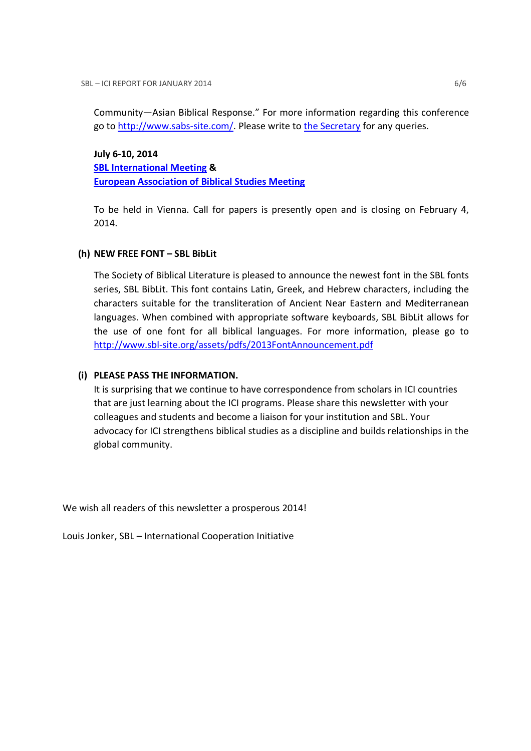Community—Asian Biblical Response." For more information regarding this conference go to http://www.sabs-site.com/. Please write to the Secretary for any queries.

**July 6-10, 2014**
**SBL International Meeting &**
**European Association of Biblical Studies Meeting**

To be held in Vienna. Call for papers is presently open and is closing on February 4, 2014.

**(h) NEW FREE FONT – SBL BibLit**

The Society of Biblical Literature is pleased to announce the newest font in the SBL fonts series, SBL BibLit. This font contains Latin, Greek, and Hebrew characters, including the characters suitable for the transliteration of Ancient Near Eastern and Mediterranean languages. When combined with appropriate software keyboards, SBL BibLit allows for the use of one font for all biblical languages. For more information, please go to http://www.sbl-site.org/assets/pdfs/2013FontAnnouncement.pdf

**(i) PLEASE PASS THE INFORMATION.**

It is surprising that we continue to have correspondence from scholars in ICI countries that are just learning about the ICI programs. Please share this newsletter with your colleagues and students and become a liaison for your institution and SBL. Your advocacy for ICI strengthens biblical studies as a discipline and builds relationships in the global community.

We wish all readers of this newsletter a prosperous 2014!

Louis Jonker, SBL – International Cooperation Initiative